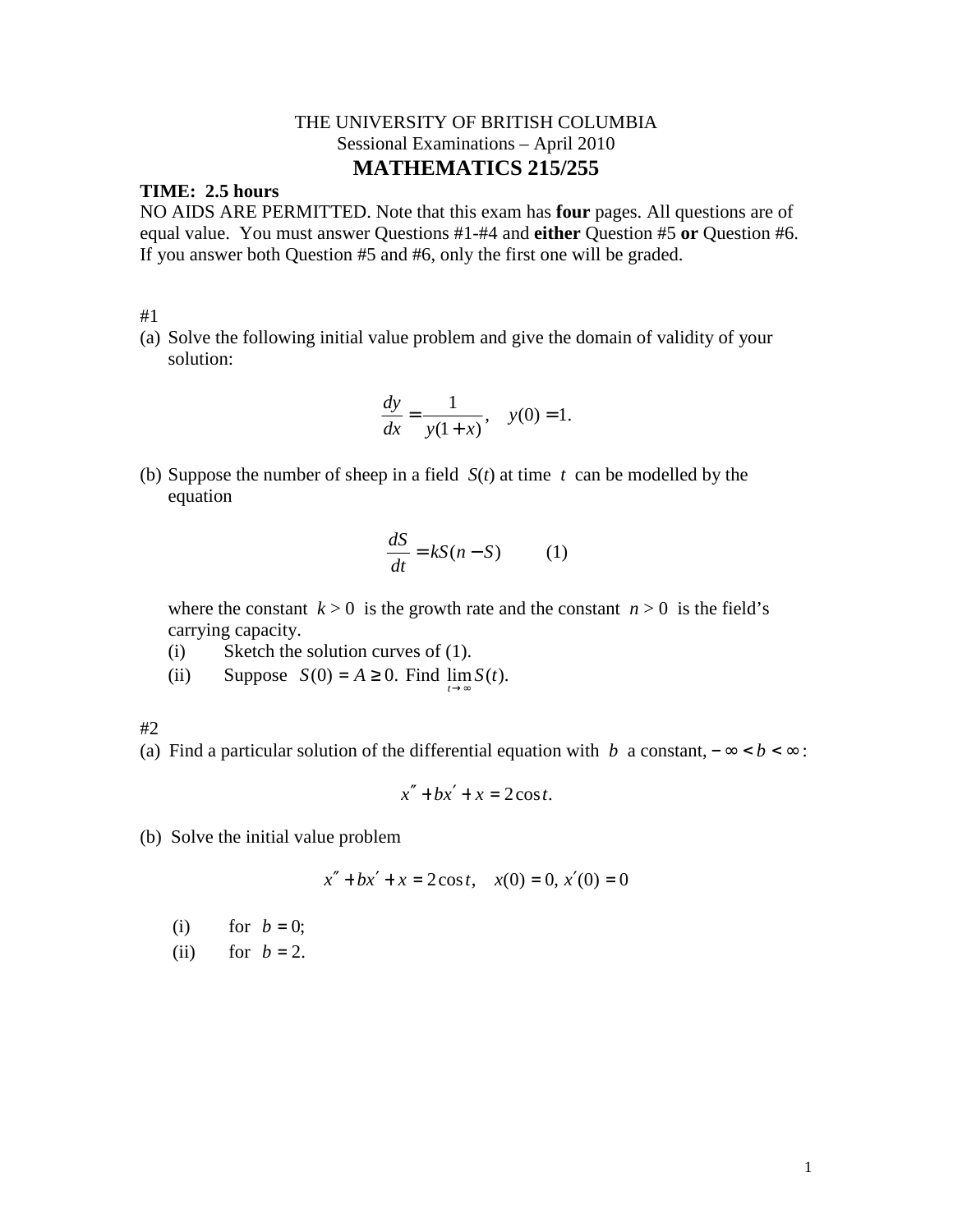THE UNIVERSITY OF BRITISH COLUMBIA

Sessional Examinations – April 2010

# MATHEMATICS 215/255

**TIME: 2.5 hours**

NO AIDS ARE PERMITTED. Note that this exam has **four** pages. All questions are of equal value. You must answer Questions #1-#4 and **either** Question #5 **or** Question #6. If you answer both Question #5 and #6, only the first one will be graded.

#1

(a) Solve the following initial value problem and give the domain of validity of your solution:

$$\frac{dy}{dx} = \frac{1}{y(1+x)}, \quad y(0) = 1.$$

(b) Suppose the number of sheep in a field $S(t)$ at time $t$ can be modelled by the equation

$$\frac{dS}{dt} = kS(n - S) \qquad (1)$$

where the constant $k > 0$ is the growth rate and the constant $n > 0$ is the field's carrying capacity.

(i) Sketch the solution curves of (1).

(ii) Suppose $S(0) = A \geq 0$. Find $\lim_{t \to \infty} S(t)$.

#2

(a) Find a particular solution of the differential equation with $b$ a constant, $-\infty < b < \infty$:

$$x'' + bx' + x = 2\cos t.$$

(b) Solve the initial value problem

$$x'' + bx' + x = 2\cos t, \quad x(0) = 0, \, x'(0) = 0$$

(i) for $b = 0$;

(ii) for $b = 2$.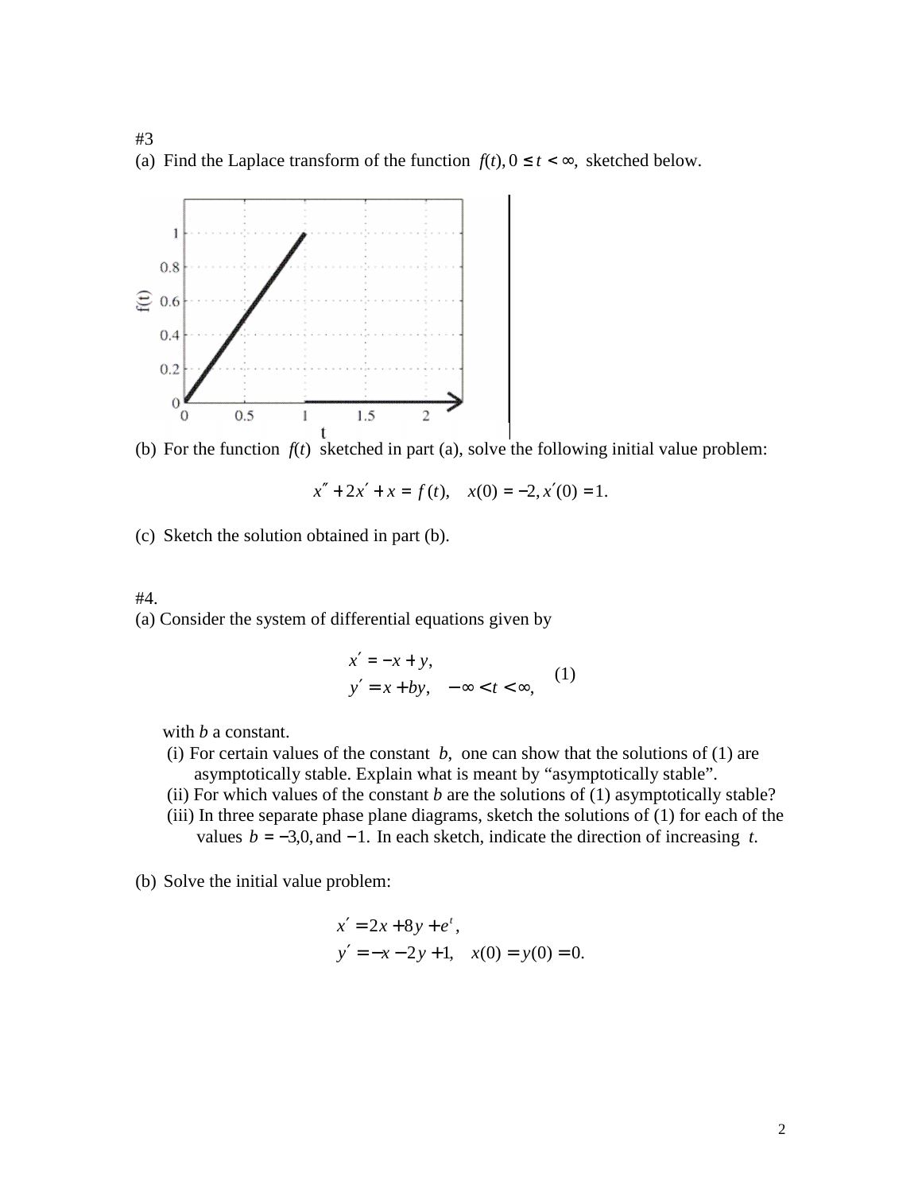#3

(a) Find the Laplace transform of the function $f(t), 0 \leq t < \infty,$ sketched below.

(b) For the function $f(t)$ sketched in part (a), solve the following initial value problem:

$$x'' + 2x' + x = f(t), \quad x(0) = -2, x'(0) = 1.$$

(c) Sketch the solution obtained in part (b).

#4.

(a) Consider the system of differential equations given by

$$\begin{aligned} x' &= -x + y, \\ y' &= x + by, \quad -\infty < t < \infty, \end{aligned} \qquad (1)$$

with $b$ a constant.

(i) For certain values of the constant $b$, one can show that the solutions of (1) are asymptotically stable. Explain what is meant by "asymptotically stable".

(ii) For which values of the constant $b$ are the solutions of (1) asymptotically stable?

(iii) In three separate phase plane diagrams, sketch the solutions of (1) for each of the values $b = -3, 0,$ and $-1$. In each sketch, indicate the direction of increasing $t$.

(b) Solve the initial value problem:

$$\begin{aligned} x' &= 2x + 8y + e^t, \\ y' &= -x - 2y + 1, \quad x(0) = y(0) = 0. \end{aligned}$$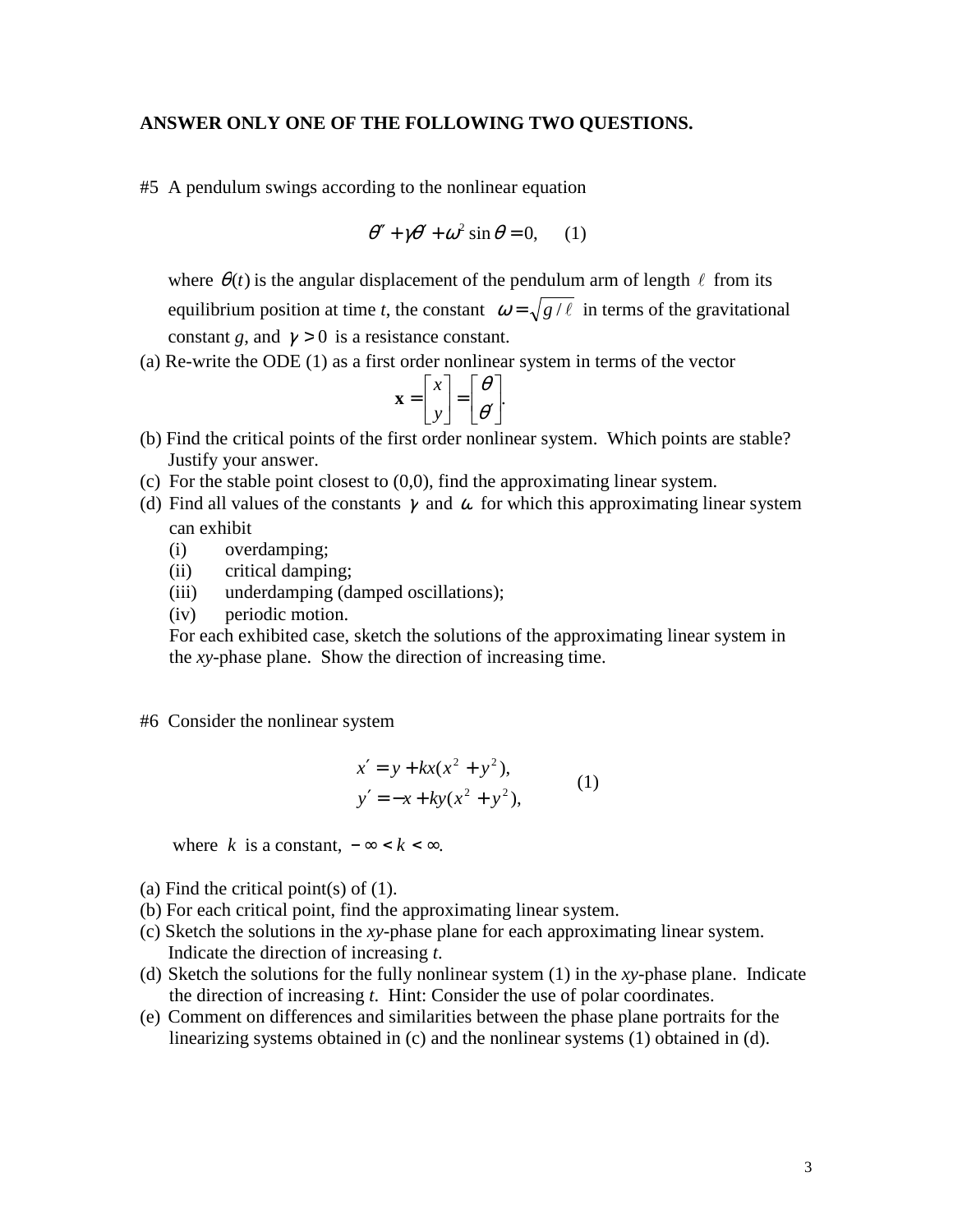**ANSWER ONLY ONE OF THE FOLLOWING TWO QUESTIONS.**

#5 A pendulum swings according to the nonlinear equation

$$\theta'' + \gamma\theta' + \omega^2 \sin\theta = 0, \qquad (1)$$

where $\theta(t)$ is the angular displacement of the pendulum arm of length $\ell$ from its equilibrium position at time *t*, the constant $\omega = \sqrt{g/\ell}$ in terms of the gravitational constant *g*, and $\gamma > 0$ is a resistance constant.

(a) Re-write the ODE (1) as a first order nonlinear system in terms of the vector

$$\mathbf{x} = \begin{bmatrix} x \\ y \end{bmatrix} = \begin{bmatrix} \theta \\ \theta' \end{bmatrix}.$$

(b) Find the critical points of the first order nonlinear system. Which points are stable? Justify your answer.

(c) For the stable point closest to (0,0), find the approximating linear system.

(d) Find all values of the constants $\gamma$ and $\omega$ for which this approximating linear system can exhibit

- (i) overdamping;
- (ii) critical damping;
- (iii) underdamping (damped oscillations);
- (iv) periodic motion.

For each exhibited case, sketch the solutions of the approximating linear system in the *xy*-phase plane. Show the direction of increasing time.

#6 Consider the nonlinear system

$$\begin{aligned} x' &= y + kx(x^2 + y^2), \\ y' &= -x + ky(x^2 + y^2), \end{aligned} \qquad (1)$$

where $k$ is a constant, $-\infty < k < \infty$.

(a) Find the critical point(s) of (1).

(b) For each critical point, find the approximating linear system.

(c) Sketch the solutions in the *xy*-phase plane for each approximating linear system. Indicate the direction of increasing *t*.

(d) Sketch the solutions for the fully nonlinear system (1) in the *xy*-phase plane. Indicate the direction of increasing *t*. Hint: Consider the use of polar coordinates.

(e) Comment on differences and similarities between the phase plane portraits for the linearizing systems obtained in (c) and the nonlinear systems (1) obtained in (d).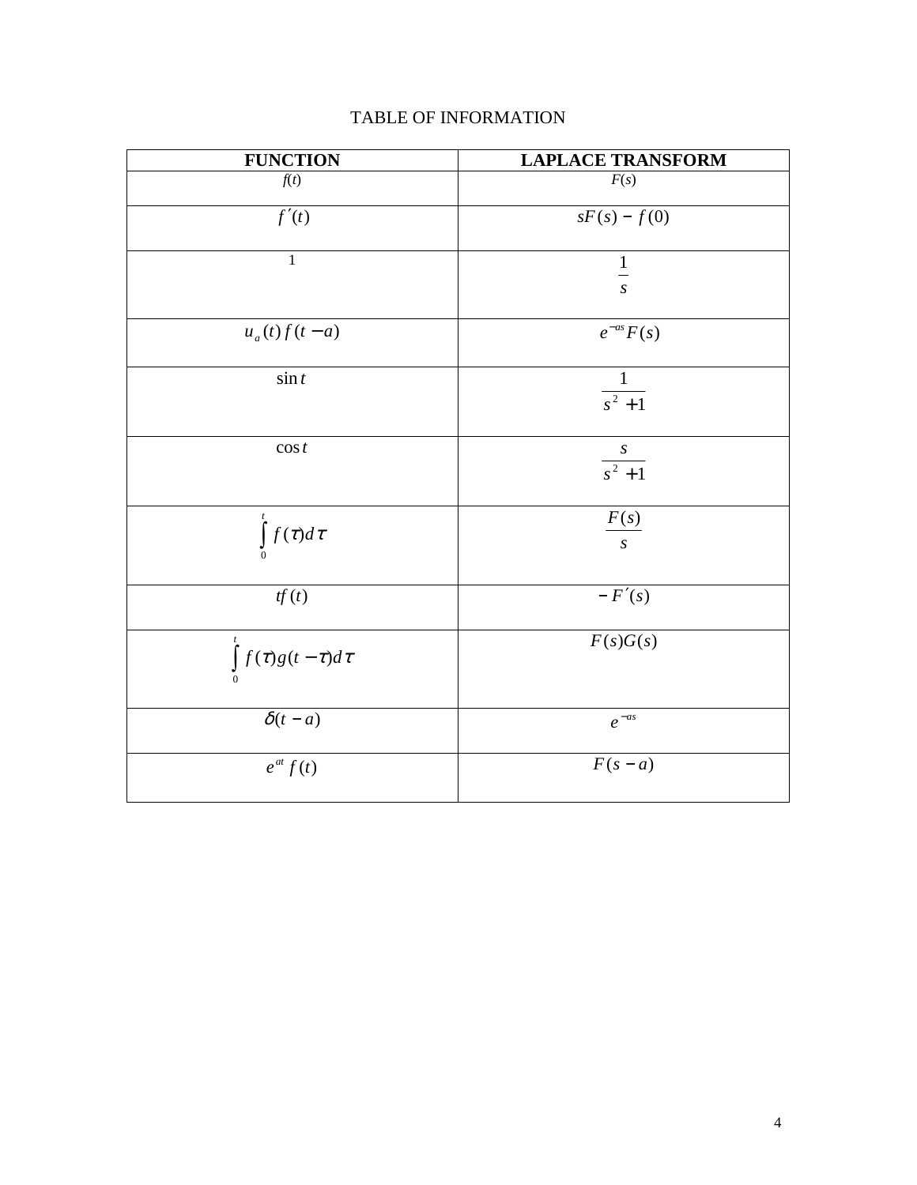# TABLE OF INFORMATION

| **FUNCTION** | **LAPLACE TRANSFORM** |
|---|---|
| $f(t)$ | $F(s)$ |
| $f'(t)$ | $sF(s) - f(0)$ |
| 1 | $\frac{1}{s}$ |
| $u_a(t)f(t-a)$ | $e^{-as}F(s)$ |
| $\sin t$ | $\frac{1}{s^2+1}$ |
| $\cos t$ | $\frac{s}{s^2+1}$ |
| $\int_0^t f(\tau)d\tau$ | $\frac{F(s)}{s}$ |
| $tf(t)$ | $-F'(s)$ |
| $\int_0^t f(\tau)g(t-\tau)d\tau$ | $F(s)G(s)$ |
| $\delta(t-a)$ | $e^{-as}$ |
| $e^{at}f(t)$ | $F(s-a)$ |